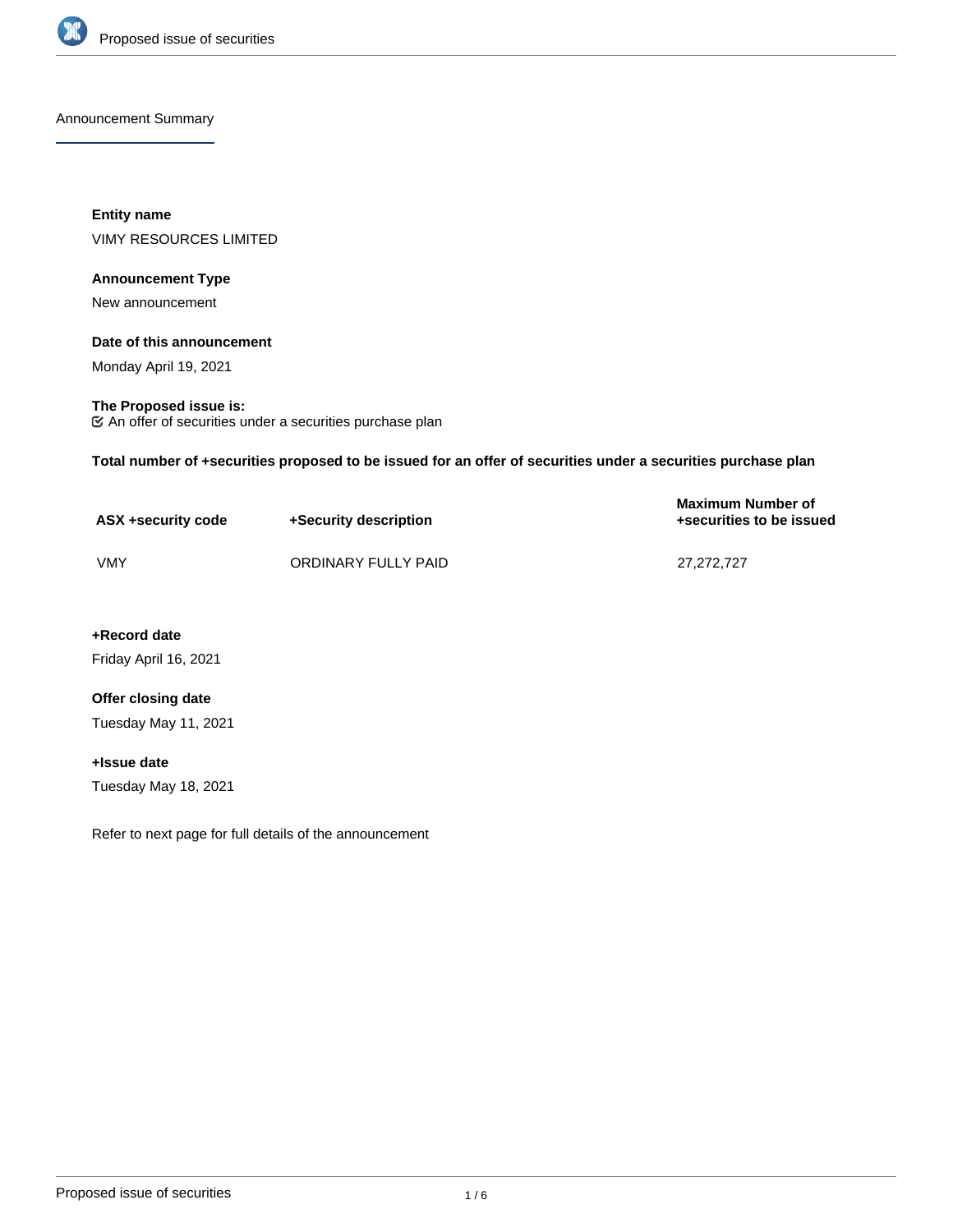## Announcement Summary

**Entity name**

VIMY RESOURCES LIMITED

**Announcement Type**

New announcement

**Date of this announcement**

Monday April 19, 2021

**The Proposed issue is:**

☑ An offer of securities under a securities purchase plan

**Total number of +securities proposed to be issued for an offer of securities under a securities purchase plan**

| ASX +security code | +Security description | Maximum Number of +securities to be issued |
|---|---|---|
| VMY | ORDINARY FULLY PAID | 27,272,727 |

**+Record date**

Friday April 16, 2021

**Offer closing date**

Tuesday May 11, 2021

**+Issue date**

Tuesday May 18, 2021

Refer to next page for full details of the announcement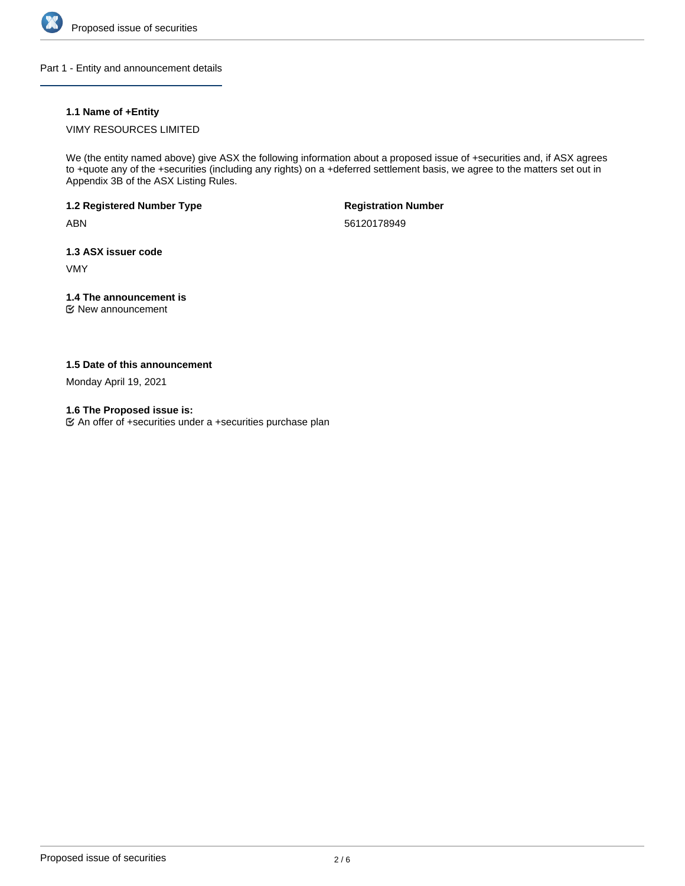## Part 1 - Entity and announcement details

### 1.1 Name of +Entity

VIMY RESOURCES LIMITED

We (the entity named above) give ASX the following information about a proposed issue of +securities and, if ASX agrees to +quote any of the +securities (including any rights) on a +deferred settlement basis, we agree to the matters set out in Appendix 3B of the ASX Listing Rules.

**1.2 Registered Number Type**

ABN

**Registration Number**

56120178949

**1.3 ASX issuer code**

VMY

**1.4 The announcement is**

☑ New announcement

**1.5 Date of this announcement**

Monday April 19, 2021

**1.6 The Proposed issue is:**

☑ An offer of +securities under a +securities purchase plan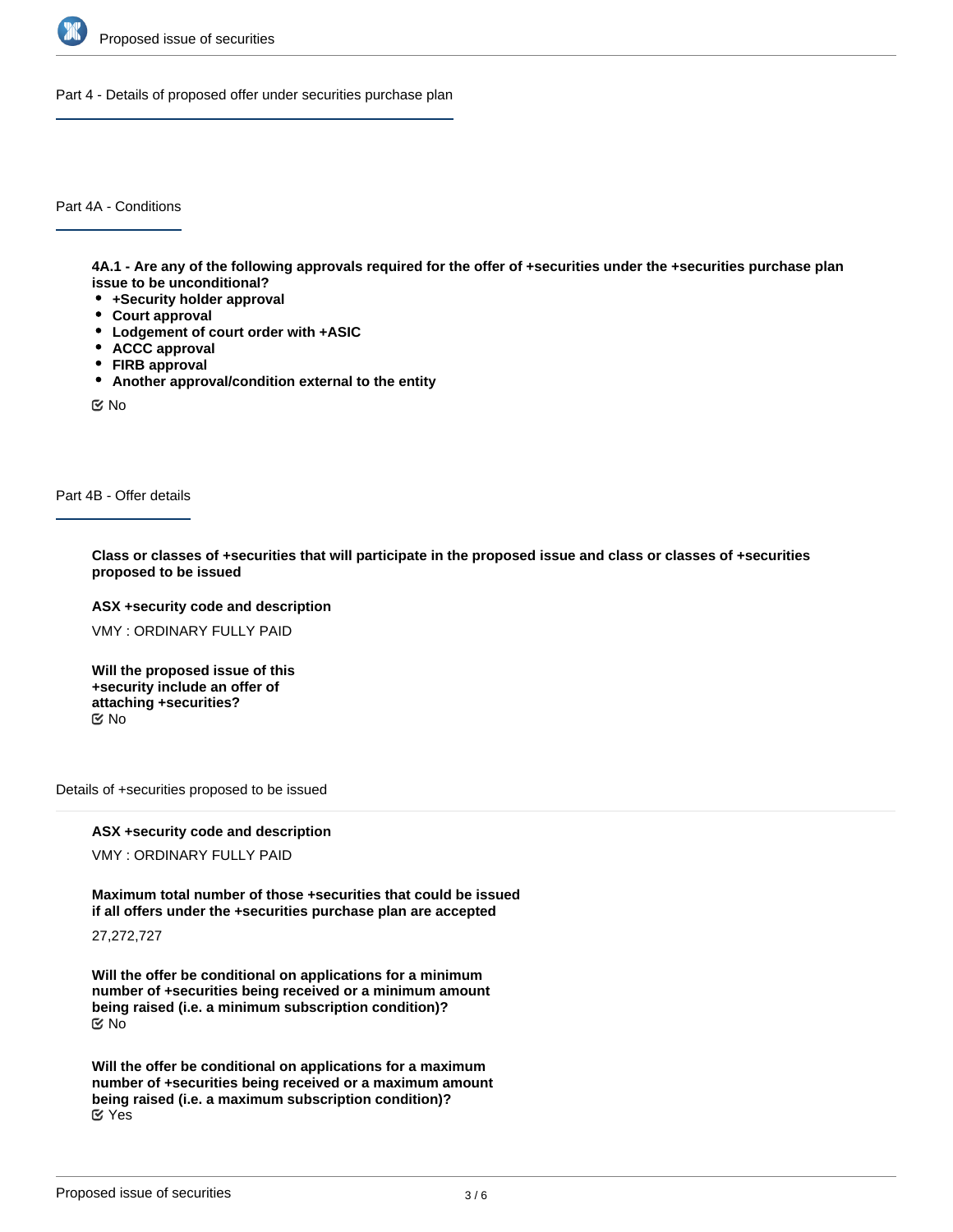## Part 4 - Details of proposed offer under securities purchase plan

### Part 4A - Conditions

**4A.1 - Are any of the following approvals required for the offer of +securities under the +securities purchase plan issue to be unconditional?**

- **+Security holder approval**
- **Court approval**
- **Lodgement of court order with +ASIC**
- **ACCC approval**
- **FIRB approval**
- **Another approval/condition external to the entity**

☑ No

### Part 4B - Offer details

**Class or classes of +securities that will participate in the proposed issue and class or classes of +securities proposed to be issued**

**ASX +security code and description**

VMY : ORDINARY FULLY PAID

**Will the proposed issue of this +security include an offer of attaching +securities?**

☑ No

#### Details of +securities proposed to be issued

**ASX +security code and description**

VMY : ORDINARY FULLY PAID

**Maximum total number of those +securities that could be issued if all offers under the +securities purchase plan are accepted**

27,272,727

**Will the offer be conditional on applications for a minimum number of +securities being received or a minimum amount being raised (i.e. a minimum subscription condition)?**

☑ No

**Will the offer be conditional on applications for a maximum number of +securities being received or a maximum amount being raised (i.e. a maximum subscription condition)?**

☑ Yes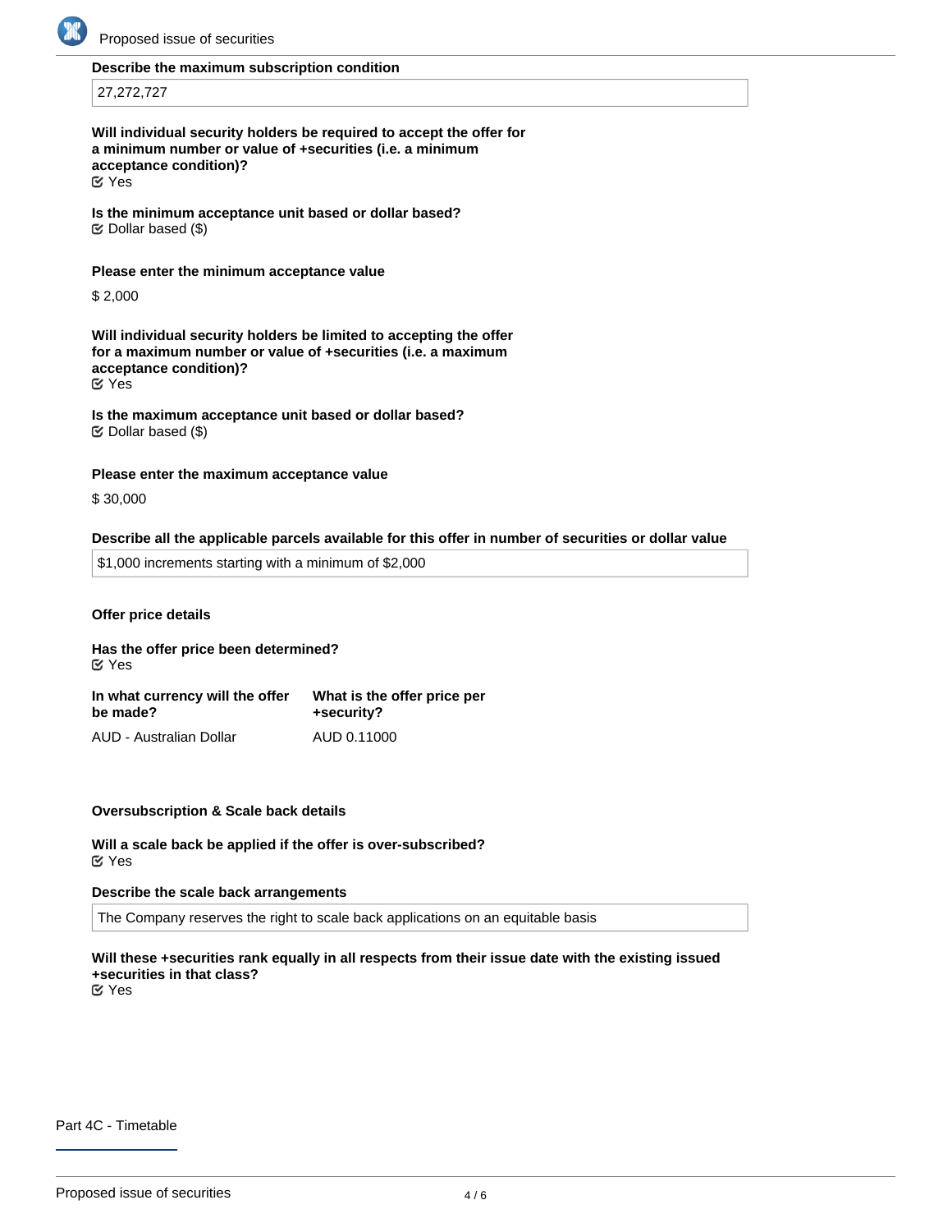**Describe the maximum subscription condition**

27,272,727

**Will individual security holders be required to accept the offer for a minimum number or value of +securities (i.e. a minimum acceptance condition)?**

☑ Yes

**Is the minimum acceptance unit based or dollar based?**

☑ Dollar based ($)

**Please enter the minimum acceptance value**

$ 2,000

**Will individual security holders be limited to accepting the offer for a maximum number or value of +securities (i.e. a maximum acceptance condition)?**

☑ Yes

**Is the maximum acceptance unit based or dollar based?**

☑ Dollar based ($)

**Please enter the maximum acceptance value**

$ 30,000

**Describe all the applicable parcels available for this offer in number of securities or dollar value**

$1,000 increments starting with a minimum of $2,000

**Offer price details**

**Has the offer price been determined?**

☑ Yes

| In what currency will the offer be made? | What is the offer price per +security? |
|---|---|
| AUD - Australian Dollar | AUD 0.11000 |

**Oversubscription & Scale back details**

**Will a scale back be applied if the offer is over-subscribed?**

☑ Yes

**Describe the scale back arrangements**

The Company reserves the right to scale back applications on an equitable basis

**Will these +securities rank equally in all respects from their issue date with the existing issued +securities in that class?**

☑ Yes

Part 4C - Timetable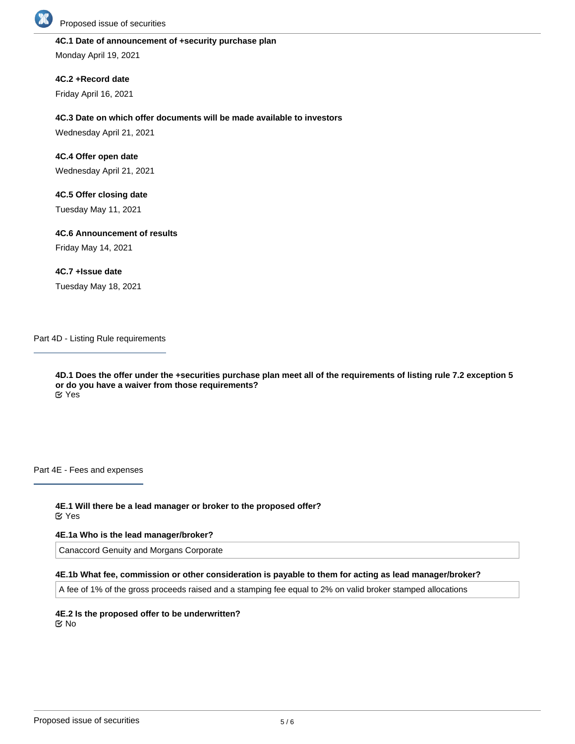**4C.1 Date of announcement of +security purchase plan**

Monday April 19, 2021

**4C.2 +Record date**

Friday April 16, 2021

**4C.3 Date on which offer documents will be made available to investors**

Wednesday April 21, 2021

**4C.4 Offer open date**

Wednesday April 21, 2021

**4C.5 Offer closing date**

Tuesday May 11, 2021

**4C.6 Announcement of results**

Friday May 14, 2021

**4C.7 +Issue date**

Tuesday May 18, 2021

## Part 4D - Listing Rule requirements

**4D.1 Does the offer under the +securities purchase plan meet all of the requirements of listing rule 7.2 exception 5 or do you have a waiver from those requirements?**

☑ Yes

## Part 4E - Fees and expenses

**4E.1 Will there be a lead manager or broker to the proposed offer?**

☑ Yes

**4E.1a Who is the lead manager/broker?**

Canaccord Genuity and Morgans Corporate

**4E.1b What fee, commission or other consideration is payable to them for acting as lead manager/broker?**

A fee of 1% of the gross proceeds raised and a stamping fee equal to 2% on valid broker stamped allocations

**4E.2 Is the proposed offer to be underwritten?**

☑ No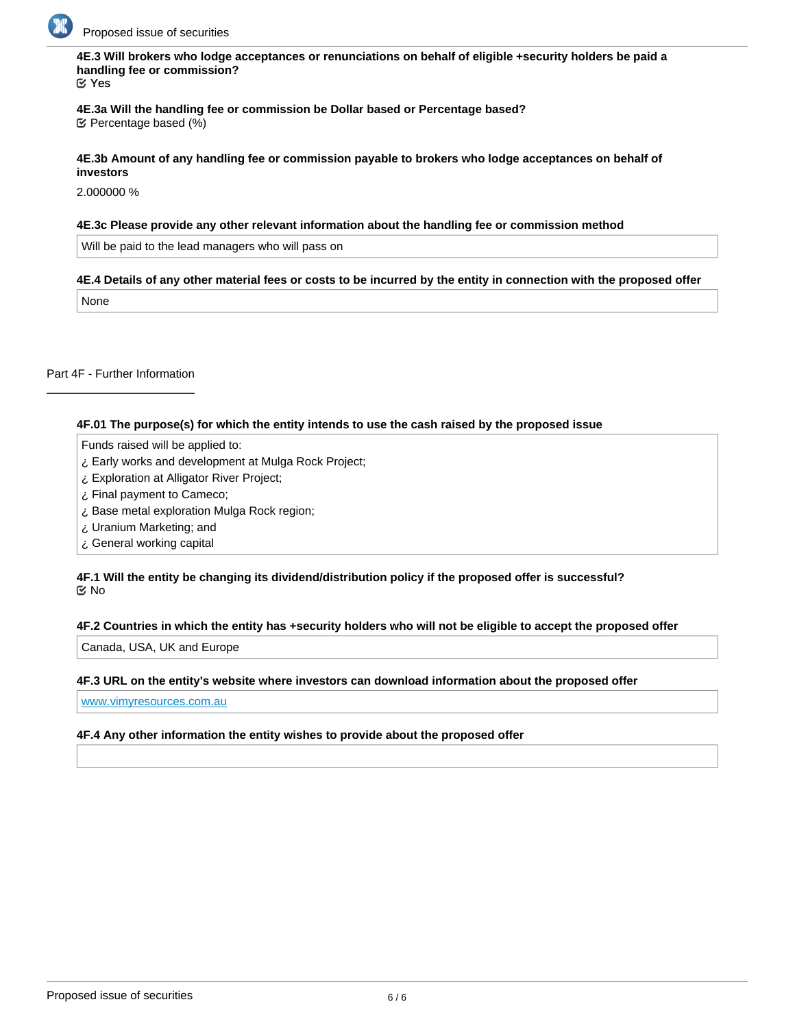**4E.3 Will brokers who lodge acceptances or renunciations on behalf of eligible +security holders be paid a handling fee or commission?**

Yes

**4E.3a Will the handling fee or commission be Dollar based or Percentage based?**

Percentage based (%)

**4E.3b Amount of any handling fee or commission payable to brokers who lodge acceptances on behalf of investors**

2.000000 %

**4E.3c Please provide any other relevant information about the handling fee or commission method**

Will be paid to the lead managers who will pass on

**4E.4 Details of any other material fees or costs to be incurred by the entity in connection with the proposed offer**

None

## Part 4F - Further Information

**4F.01 The purpose(s) for which the entity intends to use the cash raised by the proposed issue**

Funds raised will be applied to:

¿ Early works and development at Mulga Rock Project;

¿ Exploration at Alligator River Project;

¿ Final payment to Cameco;

¿ Base metal exploration Mulga Rock region;

¿ Uranium Marketing; and

¿ General working capital

**4F.1 Will the entity be changing its dividend/distribution policy if the proposed offer is successful?**

No

**4F.2 Countries in which the entity has +security holders who will not be eligible to accept the proposed offer**

Canada, USA, UK and Europe

**4F.3 URL on the entity's website where investors can download information about the proposed offer**

www.vimyresources.com.au

**4F.4 Any other information the entity wishes to provide about the proposed offer**